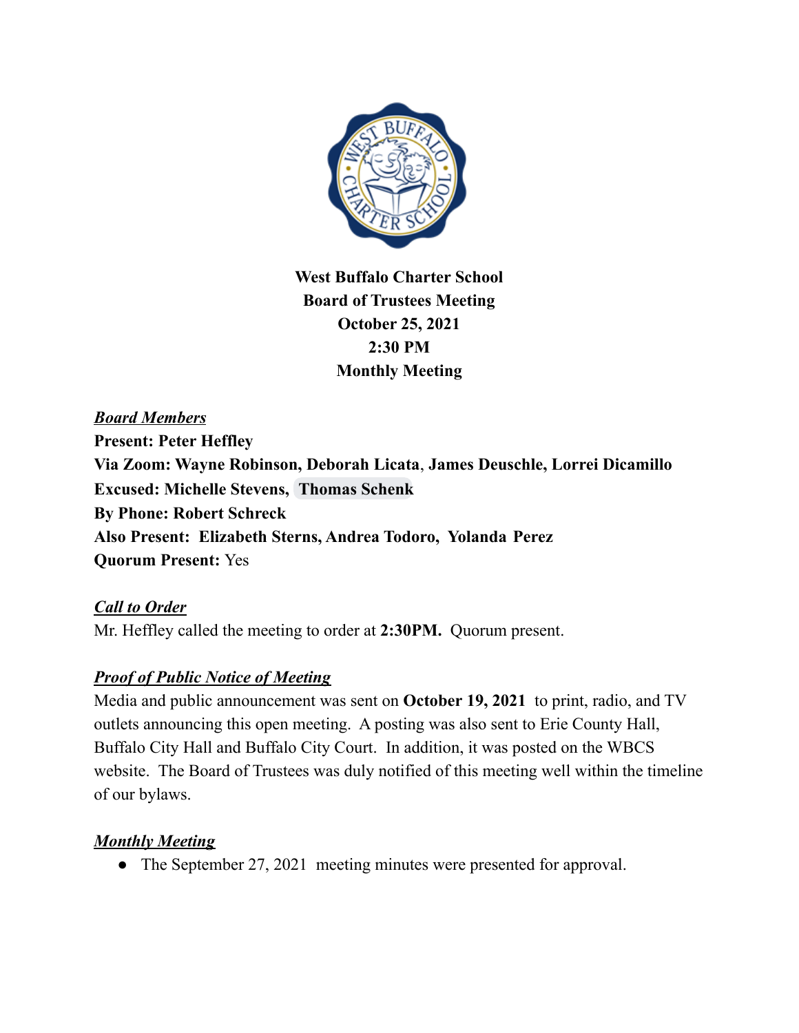**West Buffalo Charter School**
**Board of Trustees Meeting**
**October 25, 2021**
**2:30 PM**
**Monthly Meeting**

***Board Members***
**Present: Peter Heffley**
**Via Zoom: Wayne Robinson, Deborah Licata, James Deuschle, Lorrei Dicamillo**
**Excused: Michelle Stevens, Thomas Schenk**
**By Phone: Robert Schreck**
**Also Present: Elizabeth Sterns, Andrea Todoro, Yolanda Perez**
**Quorum Present:** Yes

***Call to Order***
Mr. Heffley called the meeting to order at **2:30PM.** Quorum present.

***Proof of Public Notice of Meeting***
Media and public announcement was sent on **October 19, 2021** to print, radio, and TV outlets announcing this open meeting. A posting was also sent to Erie County Hall, Buffalo City Hall and Buffalo City Court. In addition, it was posted on the WBCS website. The Board of Trustees was duly notified of this meeting well within the timeline of our bylaws.

***Monthly Meeting***

- The September 27, 2021 meeting minutes were presented for approval.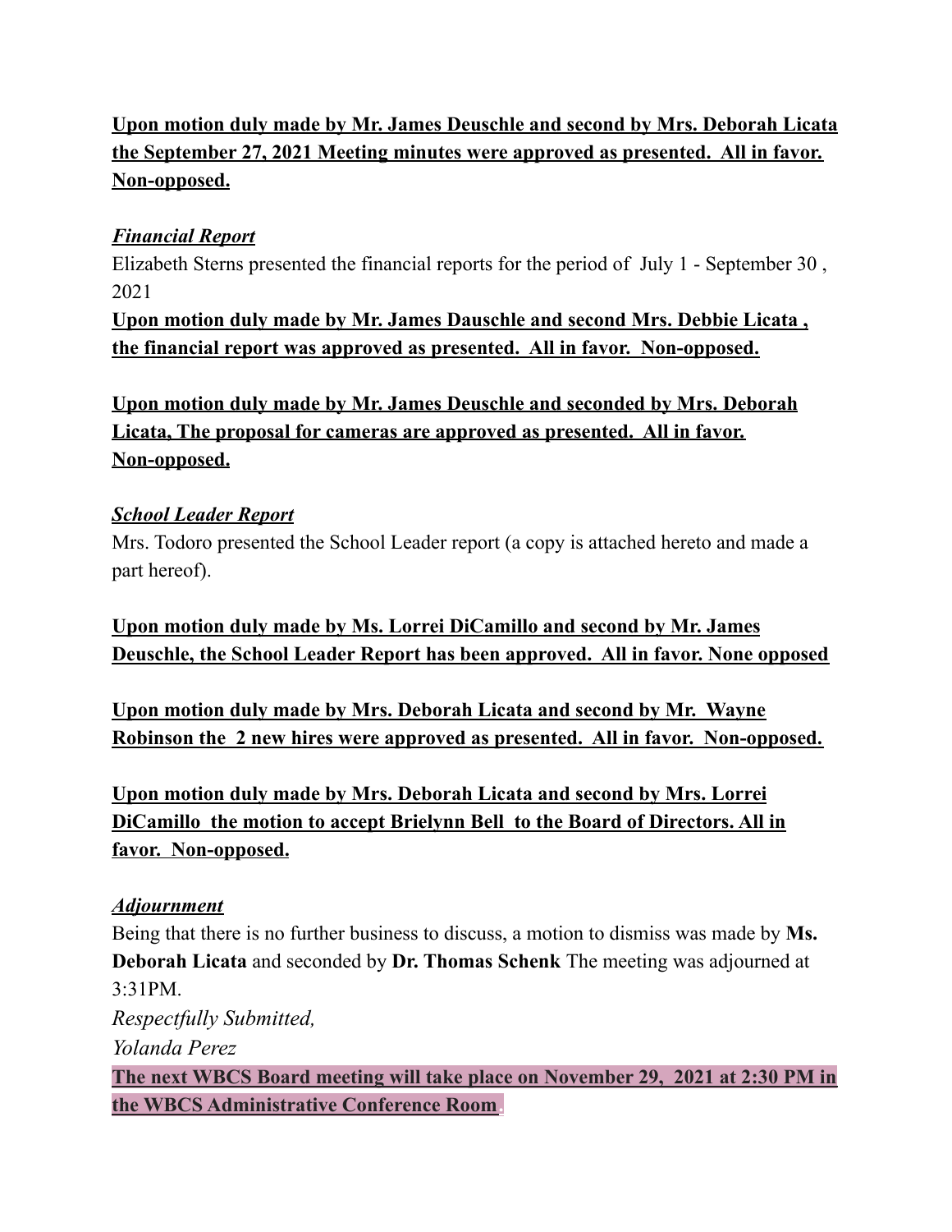**Upon motion duly made by Mr. James Deuschle and second by Mrs. Deborah Licata the September 27, 2021 Meeting minutes were approved as presented. All in favor. Non-opposed.**

***Financial Report***

Elizabeth Sterns presented the financial reports for the period of July 1 - September 30 , 2021

**Upon motion duly made by Mr. James Dauschle and second Mrs. Debbie Licata , the financial report was approved as presented. All in favor. Non-opposed.**

**Upon motion duly made by Mr. James Deuschle and seconded by Mrs. Deborah Licata, The proposal for cameras are approved as presented. All in favor. Non-opposed.**

***School Leader Report***

Mrs. Todoro presented the School Leader report (a copy is attached hereto and made a part hereof).

**Upon motion duly made by Ms. Lorrei DiCamillo and second by Mr. James Deuschle, the School Leader Report has been approved. All in favor. None opposed**

**Upon motion duly made by Mrs. Deborah Licata and second by Mr. Wayne Robinson the 2 new hires were approved as presented. All in favor. Non-opposed.**

**Upon motion duly made by Mrs. Deborah Licata and second by Mrs. Lorrei DiCamillo the motion to accept Brielynn Bell to the Board of Directors. All in favor. Non-opposed.**

***Adjournment***

Being that there is no further business to discuss, a motion to dismiss was made by **Ms. Deborah Licata** and seconded by **Dr. Thomas Schenk** The meeting was adjourned at 3:31PM.

*Respectfully Submitted,*

*Yolanda Perez*

**The next WBCS Board meeting will take place on November 29, 2021 at 2:30 PM in the WBCS Administrative Conference Room.**